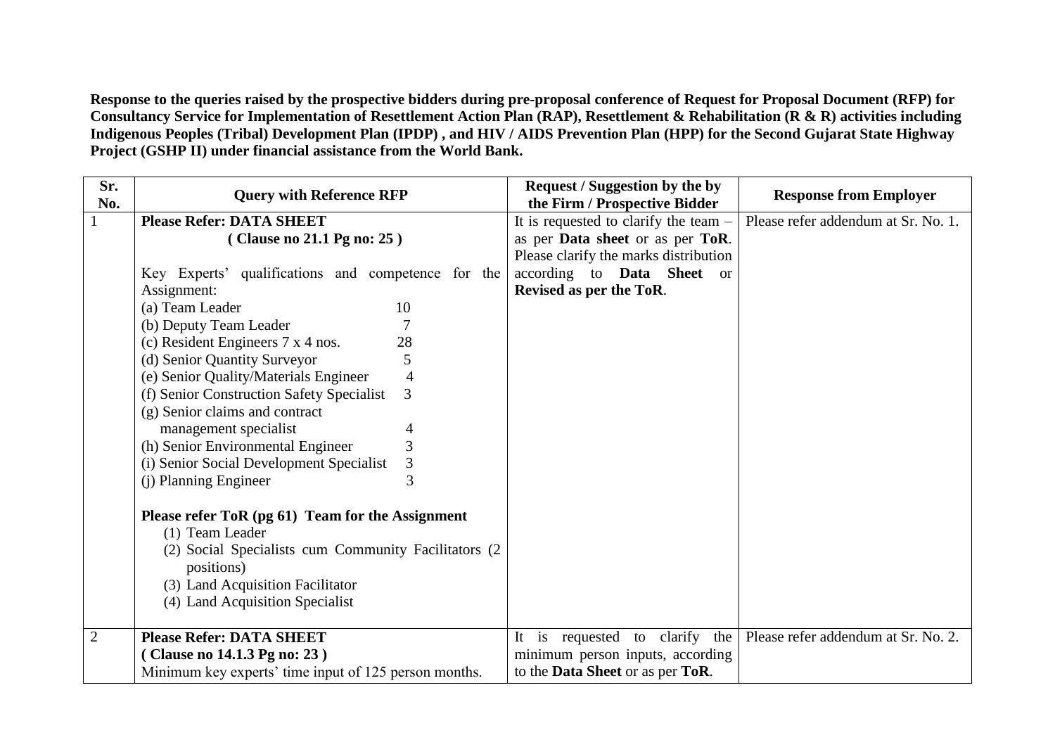**Response to the queries raised by the prospective bidders during pre-proposal conference of Request for Proposal Document (RFP) for Consultancy Service for Implementation of Resettlement Action Plan (RAP), Resettlement & Rehabilitation (R & R) activities including Indigenous Peoples (Tribal) Development Plan (IPDP) , and HIV / AIDS Prevention Plan (HPP) for the Second Gujarat State Highway Project (GSHP II) under financial assistance from the World Bank.**

| Sr. No. | Query with Reference RFP | Request / Suggestion by the by the Firm / Prospective Bidder | Response from Employer |
|---|---|---|---|
| 1 | **Please Refer: DATA SHEET**<br>**( Clause no 21.1 Pg no: 25 )**<br><br>Key Experts' qualifications and competence for the Assignment:<br>(a) Team Leader 10<br>(b) Deputy Team Leader 7<br>(c) Resident Engineers 7 x 4 nos. 28<br>(d) Senior Quantity Surveyor 5<br>(e) Senior Quality/Materials Engineer 4<br>(f) Senior Construction Safety Specialist 3<br>(g) Senior claims and contract management specialist 4<br>(h) Senior Environmental Engineer 3<br>(i) Senior Social Development Specialist 3<br>(j) Planning Engineer 3<br><br>**Please refer ToR (pg 61) Team for the Assignment**<br>(1) Team Leader<br>(2) Social Specialists cum Community Facilitators (2 positions)<br>(3) Land Acquisition Facilitator<br>(4) Land Acquisition Specialist | It is requested to clarify the team – as per **Data sheet** or as per **ToR**. Please clarify the marks distribution according to **Data Sheet** or **Revised as per the ToR**. | Please refer addendum at Sr. No. 1. |
| 2 | **Please Refer: DATA SHEET**<br>**( Clause no 14.1.3 Pg no: 23 )**<br>Minimum key experts' time input of 125 person months. | It is requested to clarify the minimum person inputs, according to the **Data Sheet** or as per **ToR**. | Please refer addendum at Sr. No. 2. |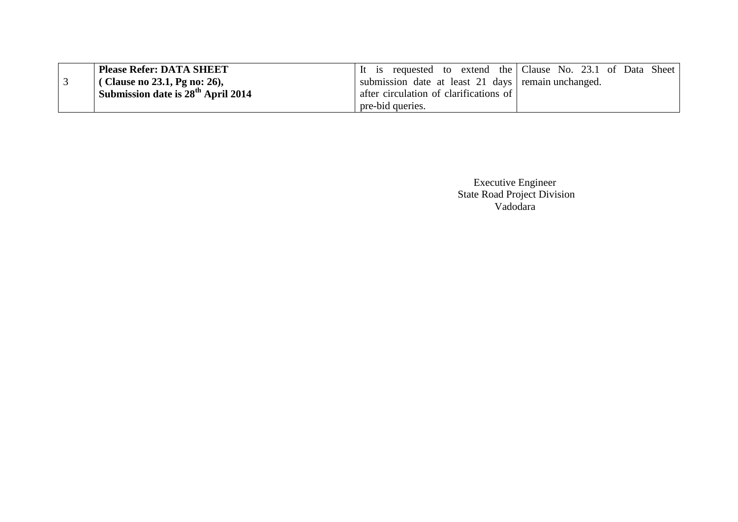| | | | |
|---|---|---|---|
| 3 | **Please Refer: DATA SHEET ( Clause no 23.1, Pg no: 26), Submission date is $28^{th}$ April 2014** | It is requested to extend the submission date at least 21 days after circulation of clarifications of pre-bid queries. | Clause No. 23.1 of Data Sheet remain unchanged. |

Executive Engineer
State Road Project Division
Vadodara